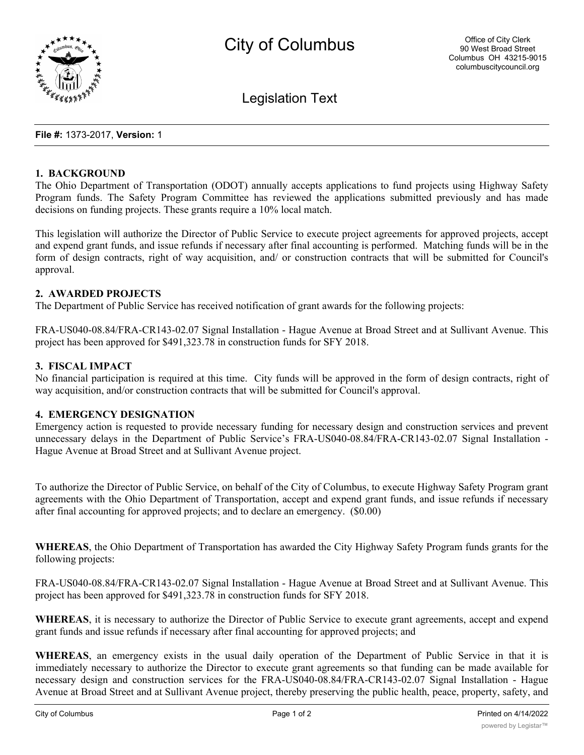# City of Columbus

Office of City Clerk
90 West Broad Street
Columbus OH 43215-9015
columbuscitycouncil.org

## Legislation Text

**File #:** 1373-2017, **Version:** 1

**1. BACKGROUND**

The Ohio Department of Transportation (ODOT) annually accepts applications to fund projects using Highway Safety Program funds. The Safety Program Committee has reviewed the applications submitted previously and has made decisions on funding projects. These grants require a 10% local match.

This legislation will authorize the Director of Public Service to execute project agreements for approved projects, accept and expend grant funds, and issue refunds if necessary after final accounting is performed. Matching funds will be in the form of design contracts, right of way acquisition, and/ or construction contracts that will be submitted for Council's approval.

**2. AWARDED PROJECTS**

The Department of Public Service has received notification of grant awards for the following projects:

FRA-US040-08.84/FRA-CR143-02.07 Signal Installation - Hague Avenue at Broad Street and at Sullivant Avenue. This project has been approved for $491,323.78 in construction funds for SFY 2018.

**3. FISCAL IMPACT**

No financial participation is required at this time. City funds will be approved in the form of design contracts, right of way acquisition, and/or construction contracts that will be submitted for Council's approval.

**4. EMERGENCY DESIGNATION**

Emergency action is requested to provide necessary funding for necessary design and construction services and prevent unnecessary delays in the Department of Public Service's FRA-US040-08.84/FRA-CR143-02.07 Signal Installation - Hague Avenue at Broad Street and at Sullivant Avenue project.

To authorize the Director of Public Service, on behalf of the City of Columbus, to execute Highway Safety Program grant agreements with the Ohio Department of Transportation, accept and expend grant funds, and issue refunds if necessary after final accounting for approved projects; and to declare an emergency. ($0.00)

**WHEREAS**, the Ohio Department of Transportation has awarded the City Highway Safety Program funds grants for the following projects:

FRA-US040-08.84/FRA-CR143-02.07 Signal Installation - Hague Avenue at Broad Street and at Sullivant Avenue. This project has been approved for $491,323.78 in construction funds for SFY 2018.

**WHEREAS**, it is necessary to authorize the Director of Public Service to execute grant agreements, accept and expend grant funds and issue refunds if necessary after final accounting for approved projects; and

**WHEREAS**, an emergency exists in the usual daily operation of the Department of Public Service in that it is immediately necessary to authorize the Director to execute grant agreements so that funding can be made available for necessary design and construction services for the FRA-US040-08.84/FRA-CR143-02.07 Signal Installation - Hague Avenue at Broad Street and at Sullivant Avenue project, thereby preserving the public health, peace, property, safety, and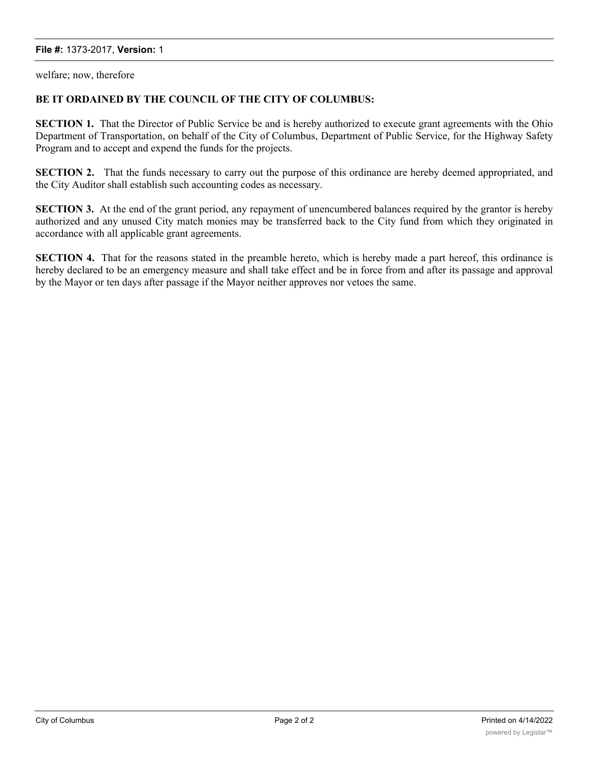welfare; now, therefore

**BE IT ORDAINED BY THE COUNCIL OF THE CITY OF COLUMBUS:**

**SECTION 1.** That the Director of Public Service be and is hereby authorized to execute grant agreements with the Ohio Department of Transportation, on behalf of the City of Columbus, Department of Public Service, for the Highway Safety Program and to accept and expend the funds for the projects.

**SECTION 2.** That the funds necessary to carry out the purpose of this ordinance are hereby deemed appropriated, and the City Auditor shall establish such accounting codes as necessary.

**SECTION 3.** At the end of the grant period, any repayment of unencumbered balances required by the grantor is hereby authorized and any unused City match monies may be transferred back to the City fund from which they originated in accordance with all applicable grant agreements.

**SECTION 4.** That for the reasons stated in the preamble hereto, which is hereby made a part hereof, this ordinance is hereby declared to be an emergency measure and shall take effect and be in force from and after its passage and approval by the Mayor or ten days after passage if the Mayor neither approves nor vetoes the same.